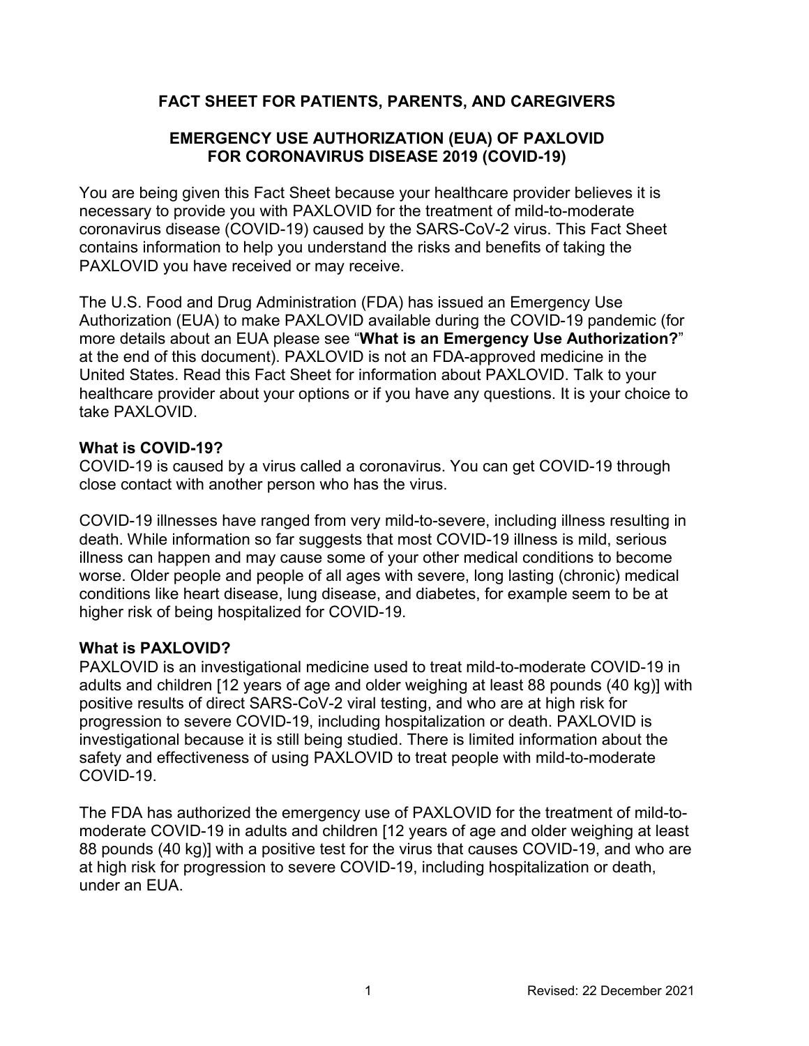# FACT SHEET FOR PATIENTS, PARENTS, AND CAREGIVERS

## EMERGENCY USE AUTHORIZATION (EUA) OF PAXLOVID FOR CORONAVIRUS DISEASE 2019 (COVID-19)

You are being given this Fact Sheet because your healthcare provider believes it is necessary to provide you with PAXLOVID for the treatment of mild-to-moderate coronavirus disease (COVID-19) caused by the SARS-CoV-2 virus. This Fact Sheet contains information to help you understand the risks and benefits of taking the PAXLOVID you have received or may receive.

The U.S. Food and Drug Administration (FDA) has issued an Emergency Use Authorization (EUA) to make PAXLOVID available during the COVID-19 pandemic (for more details about an EUA please see "**What is an Emergency Use Authorization?**" at the end of this document). PAXLOVID is not an FDA-approved medicine in the United States. Read this Fact Sheet for information about PAXLOVID. Talk to your healthcare provider about your options or if you have any questions. It is your choice to take PAXLOVID.

**What is COVID-19?**

COVID-19 is caused by a virus called a coronavirus. You can get COVID-19 through close contact with another person who has the virus.

COVID-19 illnesses have ranged from very mild-to-severe, including illness resulting in death. While information so far suggests that most COVID-19 illness is mild, serious illness can happen and may cause some of your other medical conditions to become worse. Older people and people of all ages with severe, long lasting (chronic) medical conditions like heart disease, lung disease, and diabetes, for example seem to be at higher risk of being hospitalized for COVID-19.

**What is PAXLOVID?**

PAXLOVID is an investigational medicine used to treat mild-to-moderate COVID-19 in adults and children [12 years of age and older weighing at least 88 pounds (40 kg)] with positive results of direct SARS-CoV-2 viral testing, and who are at high risk for progression to severe COVID-19, including hospitalization or death. PAXLOVID is investigational because it is still being studied. There is limited information about the safety and effectiveness of using PAXLOVID to treat people with mild-to-moderate COVID-19.

The FDA has authorized the emergency use of PAXLOVID for the treatment of mild-to-moderate COVID-19 in adults and children [12 years of age and older weighing at least 88 pounds (40 kg)] with a positive test for the virus that causes COVID-19, and who are at high risk for progression to severe COVID-19, including hospitalization or death, under an EUA.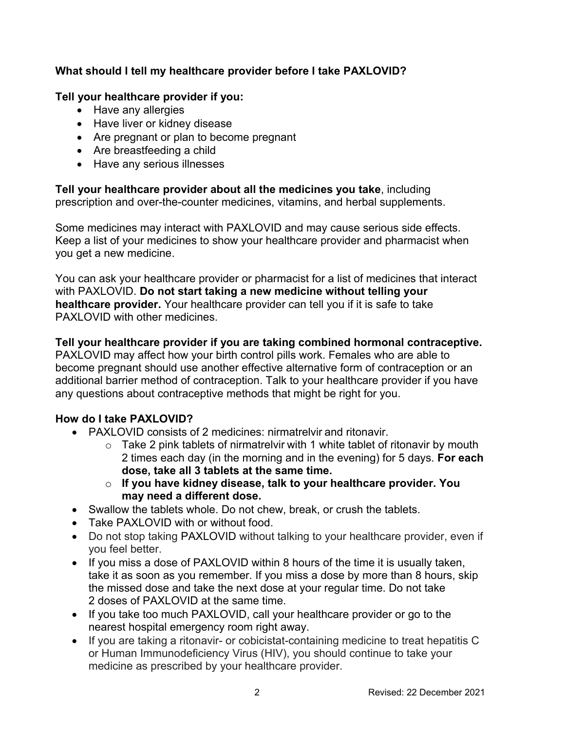**What should I tell my healthcare provider before I take PAXLOVID?**

**Tell your healthcare provider if you:**

- Have any allergies
- Have liver or kidney disease
- Are pregnant or plan to become pregnant
- Are breastfeeding a child
- Have any serious illnesses

**Tell your healthcare provider about all the medicines you take**, including prescription and over-the-counter medicines, vitamins, and herbal supplements.

Some medicines may interact with PAXLOVID and may cause serious side effects. Keep a list of your medicines to show your healthcare provider and pharmacist when you get a new medicine.

You can ask your healthcare provider or pharmacist for a list of medicines that interact with PAXLOVID. **Do not start taking a new medicine without telling your healthcare provider.** Your healthcare provider can tell you if it is safe to take PAXLOVID with other medicines.

**Tell your healthcare provider if you are taking combined hormonal contraceptive.** PAXLOVID may affect how your birth control pills work. Females who are able to become pregnant should use another effective alternative form of contraception or an additional barrier method of contraception. Talk to your healthcare provider if you have any questions about contraceptive methods that might be right for you.

**How do I take PAXLOVID?**

- PAXLOVID consists of 2 medicines: nirmatrelvir and ritonavir.
  - Take 2 pink tablets of nirmatrelvir with 1 white tablet of ritonavir by mouth 2 times each day (in the morning and in the evening) for 5 days. **For each dose, take all 3 tablets at the same time.**
  - **If you have kidney disease, talk to your healthcare provider. You may need a different dose.**
- Swallow the tablets whole. Do not chew, break, or crush the tablets.
- Take PAXLOVID with or without food.
- Do not stop taking PAXLOVID without talking to your healthcare provider, even if you feel better.
- If you miss a dose of PAXLOVID within 8 hours of the time it is usually taken, take it as soon as you remember. If you miss a dose by more than 8 hours, skip the missed dose and take the next dose at your regular time. Do not take 2 doses of PAXLOVID at the same time.
- If you take too much PAXLOVID, call your healthcare provider or go to the nearest hospital emergency room right away.
- If you are taking a ritonavir- or cobicistat-containing medicine to treat hepatitis C or Human Immunodeficiency Virus (HIV), you should continue to take your medicine as prescribed by your healthcare provider.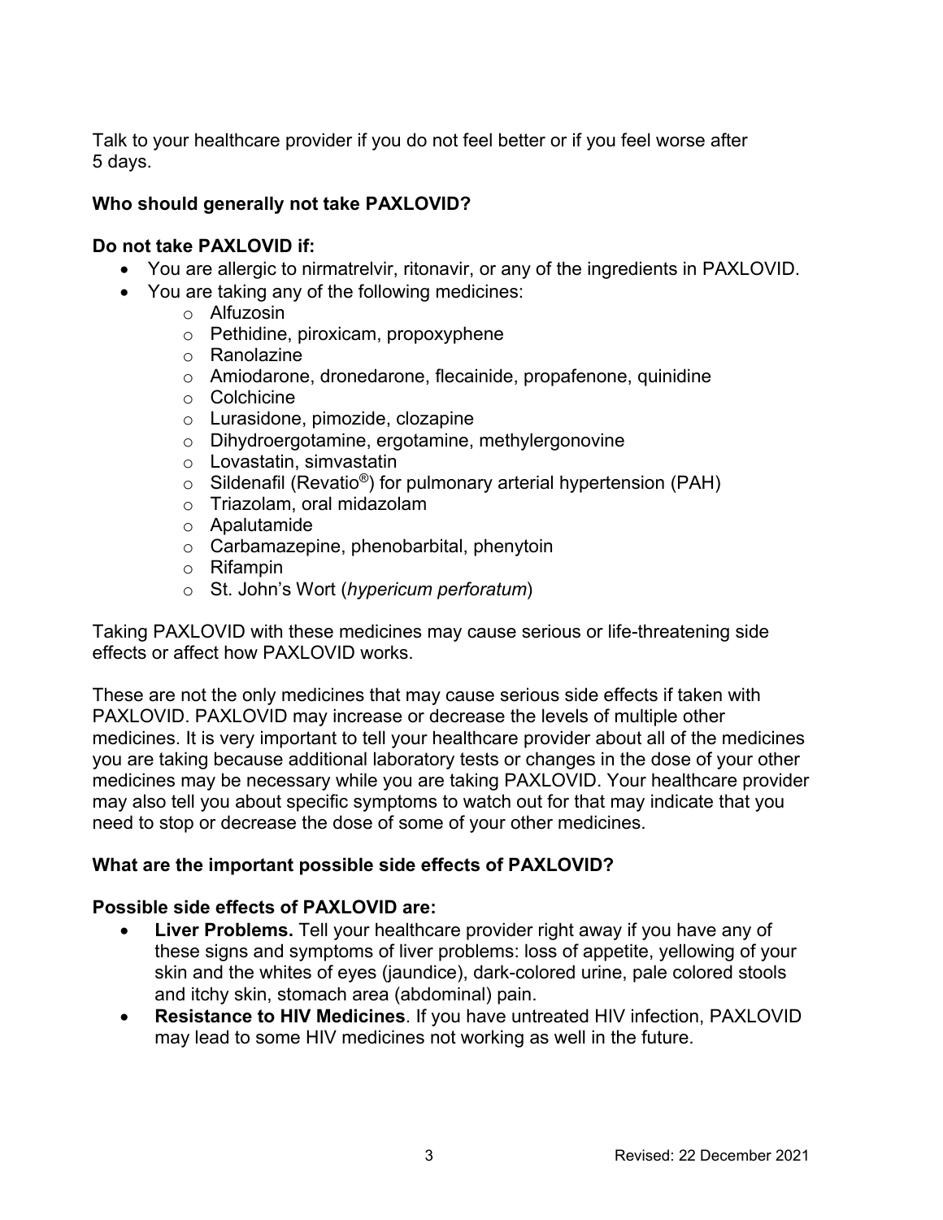Talk to your healthcare provider if you do not feel better or if you feel worse after 5 days.

**Who should generally not take PAXLOVID?**

**Do not take PAXLOVID if:**

- You are allergic to nirmatrelvir, ritonavir, or any of the ingredients in PAXLOVID.
- You are taking any of the following medicines:
    - Alfuzosin
    - Pethidine, piroxicam, propoxyphene
    - Ranolazine
    - Amiodarone, dronedarone, flecainide, propafenone, quinidine
    - Colchicine
    - Lurasidone, pimozide, clozapine
    - Dihydroergotamine, ergotamine, methylergonovine
    - Lovastatin, simvastatin
    - Sildenafil (Revatio®) for pulmonary arterial hypertension (PAH)
    - Triazolam, oral midazolam
    - Apalutamide
    - Carbamazepine, phenobarbital, phenytoin
    - Rifampin
    - St. John's Wort (*hypericum perforatum*)

Taking PAXLOVID with these medicines may cause serious or life-threatening side effects or affect how PAXLOVID works.

These are not the only medicines that may cause serious side effects if taken with PAXLOVID. PAXLOVID may increase or decrease the levels of multiple other medicines. It is very important to tell your healthcare provider about all of the medicines you are taking because additional laboratory tests or changes in the dose of your other medicines may be necessary while you are taking PAXLOVID. Your healthcare provider may also tell you about specific symptoms to watch out for that may indicate that you need to stop or decrease the dose of some of your other medicines.

**What are the important possible side effects of PAXLOVID?**

**Possible side effects of PAXLOVID are:**

- **Liver Problems.** Tell your healthcare provider right away if you have any of these signs and symptoms of liver problems: loss of appetite, yellowing of your skin and the whites of eyes (jaundice), dark-colored urine, pale colored stools and itchy skin, stomach area (abdominal) pain.
- **Resistance to HIV Medicines**. If you have untreated HIV infection, PAXLOVID may lead to some HIV medicines not working as well in the future.

Revised: 22 December 2021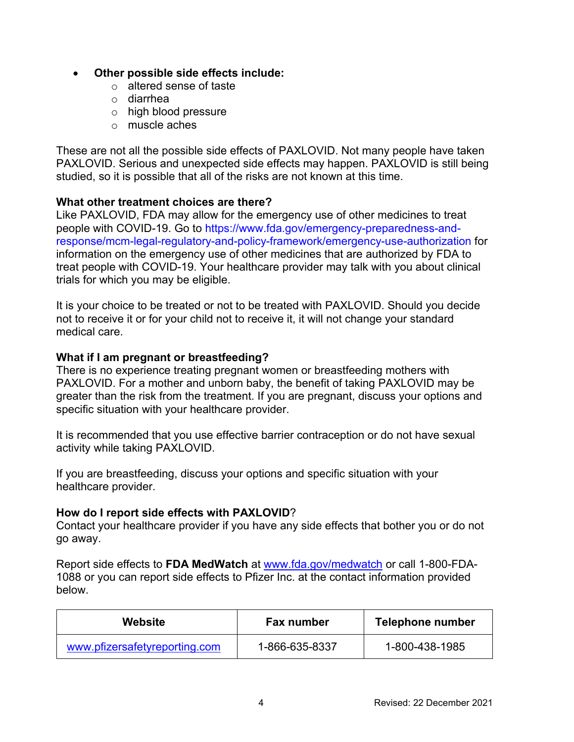- **Other possible side effects include:**
  - altered sense of taste
  - diarrhea
  - high blood pressure
  - muscle aches

These are not all the possible side effects of PAXLOVID. Not many people have taken PAXLOVID. Serious and unexpected side effects may happen. PAXLOVID is still being studied, so it is possible that all of the risks are not known at this time.

**What other treatment choices are there?**
Like PAXLOVID, FDA may allow for the emergency use of other medicines to treat people with COVID-19. Go to https://www.fda.gov/emergency-preparedness-and-response/mcm-legal-regulatory-and-policy-framework/emergency-use-authorization for information on the emergency use of other medicines that are authorized by FDA to treat people with COVID-19. Your healthcare provider may talk with you about clinical trials for which you may be eligible.

It is your choice to be treated or not to be treated with PAXLOVID. Should you decide not to receive it or for your child not to receive it, it will not change your standard medical care.

**What if I am pregnant or breastfeeding?**
There is no experience treating pregnant women or breastfeeding mothers with PAXLOVID. For a mother and unborn baby, the benefit of taking PAXLOVID may be greater than the risk from the treatment. If you are pregnant, discuss your options and specific situation with your healthcare provider.

It is recommended that you use effective barrier contraception or do not have sexual activity while taking PAXLOVID.

If you are breastfeeding, discuss your options and specific situation with your healthcare provider.

**How do I report side effects with PAXLOVID**?
Contact your healthcare provider if you have any side effects that bother you or do not go away.

Report side effects to **FDA MedWatch** at www.fda.gov/medwatch or call 1-800-FDA-1088 or you can report side effects to Pfizer Inc. at the contact information provided below.

| Website | Fax number | Telephone number |
|---|---|---|
| www.pfizersafetyreporting.com | 1-866-635-8337 | 1-800-438-1985 |

Revised: 22 December 2021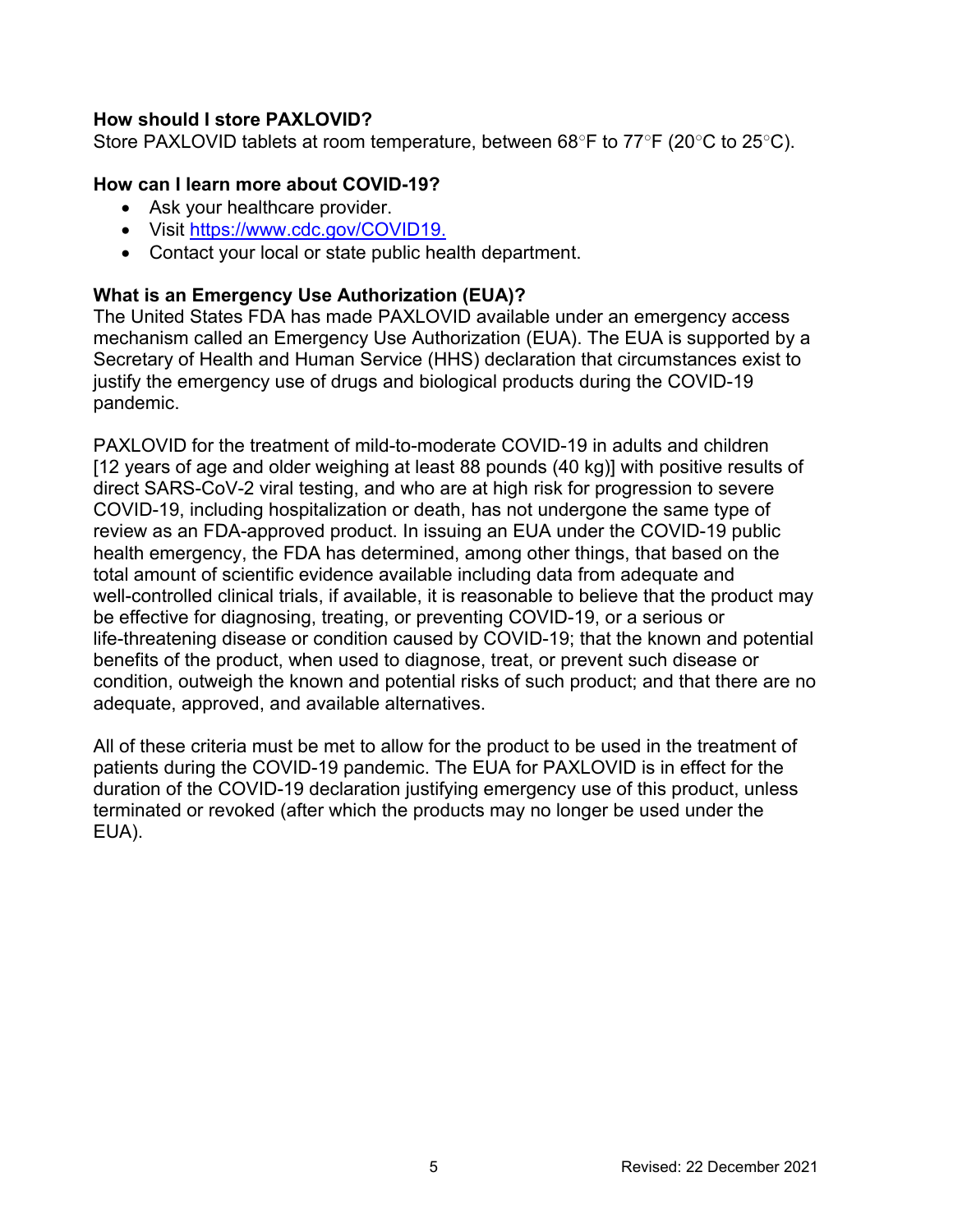**How should I store PAXLOVID?**
Store PAXLOVID tablets at room temperature, between 68°F to 77°F (20°C to 25°C).

**How can I learn more about COVID-19?**

- Ask your healthcare provider.
- Visit https://www.cdc.gov/COVID19.
- Contact your local or state public health department.

**What is an Emergency Use Authorization (EUA)?**
The United States FDA has made PAXLOVID available under an emergency access mechanism called an Emergency Use Authorization (EUA). The EUA is supported by a Secretary of Health and Human Service (HHS) declaration that circumstances exist to justify the emergency use of drugs and biological products during the COVID-19 pandemic.

PAXLOVID for the treatment of mild-to-moderate COVID-19 in adults and children [12 years of age and older weighing at least 88 pounds (40 kg)] with positive results of direct SARS-CoV-2 viral testing, and who are at high risk for progression to severe COVID-19, including hospitalization or death, has not undergone the same type of review as an FDA-approved product. In issuing an EUA under the COVID-19 public health emergency, the FDA has determined, among other things, that based on the total amount of scientific evidence available including data from adequate and well-controlled clinical trials, if available, it is reasonable to believe that the product may be effective for diagnosing, treating, or preventing COVID-19, or a serious or life-threatening disease or condition caused by COVID-19; that the known and potential benefits of the product, when used to diagnose, treat, or prevent such disease or condition, outweigh the known and potential risks of such product; and that there are no adequate, approved, and available alternatives.

All of these criteria must be met to allow for the product to be used in the treatment of patients during the COVID-19 pandemic. The EUA for PAXLOVID is in effect for the duration of the COVID-19 declaration justifying emergency use of this product, unless terminated or revoked (after which the products may no longer be used under the EUA).

Revised: 22 December 2021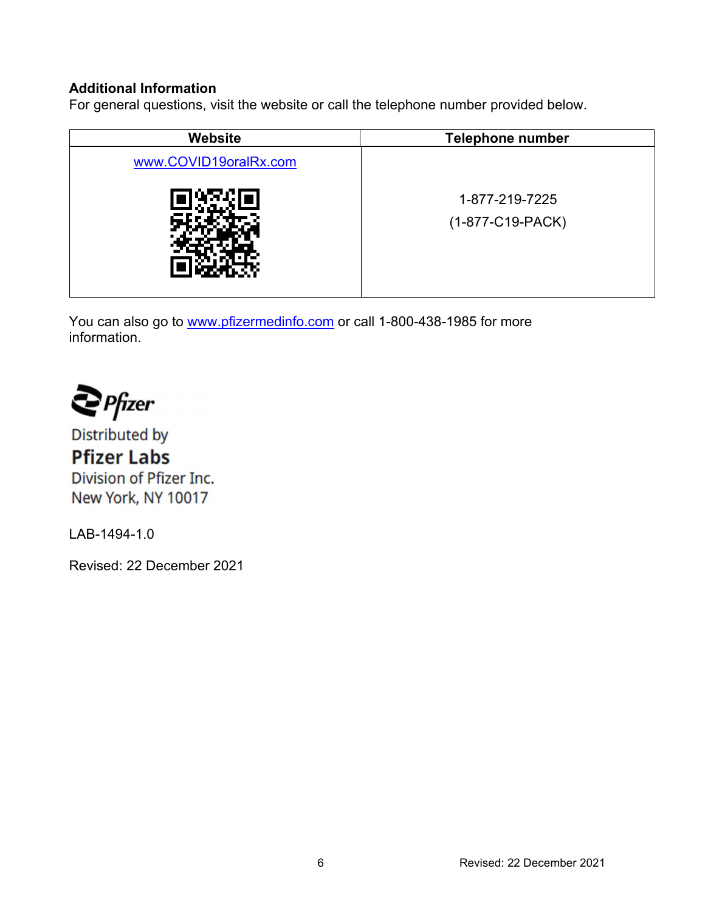**Additional Information**

For general questions, visit the website or call the telephone number provided below.

| Website | Telephone number |
|---|---|
| www.COVID19oralRx.com | 1-877-219-7225 (1-877-C19-PACK) |

You can also go to www.pfizermedinfo.com or call 1-800-438-1985 for more information.

Pfizer

Distributed by

**Pfizer Labs**

Division of Pfizer Inc.

New York, NY 10017

LAB-1494-1.0

Revised: 22 December 2021